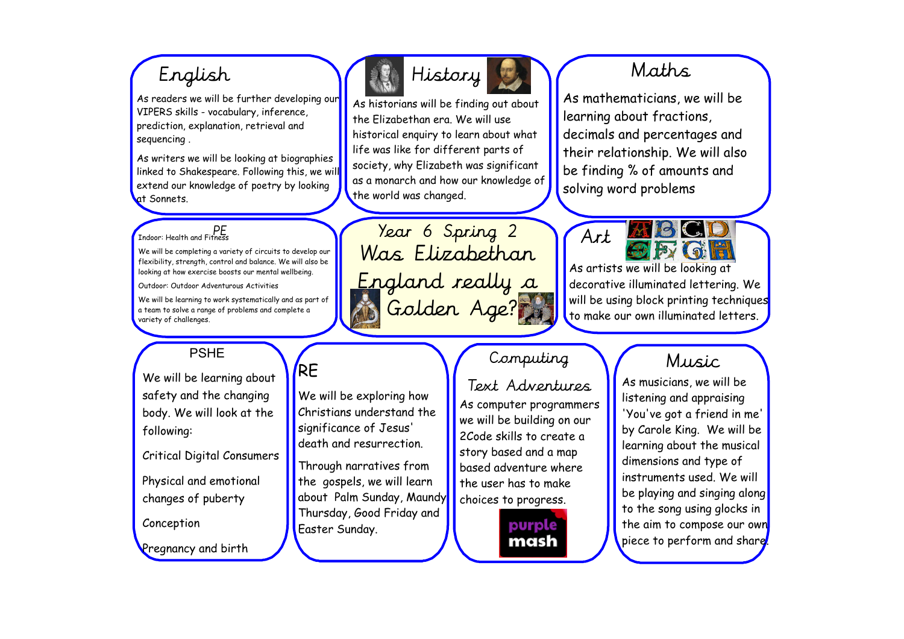# Year 6 Spring 2

# Was Elizabethan England really a Golden Age?

## English

As readers we will be further developing our VIPERS skills - vocabulary, inference, prediction, explanation, retrieval and sequencing .

As writers we will be looking at biographies linked to Shakespeare. Following this, we will extend our knowledge of poetry by looking at Sonnets.

## History

As historians will be finding out about the Elizabethan era. We will use historical enquiry to learn about what life was like for different parts of society, why Elizabeth was significant as a monarch and how our knowledge of the world was changed.

## Maths

As mathematicians, we will be learning about fractions, decimals and percentages and their relationship. We will also be finding % of amounts and solving word problems

## PE

Indoor: Health and Fitness

We will be completing a variety of circuits to develop our flexibility, strength, control and balance. We will also be looking at how exercise boosts our mental wellbeing.

Outdoor: Outdoor Adventurous Activities

We will be learning to work systematically and as part of a team to solve a range of problems and complete a variety of challenges.

## Art

As artists we will be looking at decorative illuminated lettering. We will be using block printing techniques to make our own illuminated letters.

## PSHE

We will be learning about safety and the changing body. We will look at the following:

Critical Digital Consumers

Physical and emotional changes of puberty

Conception

Pregnancy and birth

## RE

We will be exploring how Christians understand the significance of Jesus' death and resurrection.

Through narratives from the gospels, we will learn about Palm Sunday, Maundy Thursday, Good Friday and Easter Sunday.

## Computing

### Text Adventures

As computer programmers we will be building on our 2Code skills to create a story based and a map based adventure where the user has to make choices to progress.

purple mash

## Music

As musicians, we will be listening and appraising 'You've got a friend in me' by Carole King. We will be learning about the musical dimensions and type of instruments used. We will be playing and singing along to the song using glocks in the aim to compose our own piece to perform and share.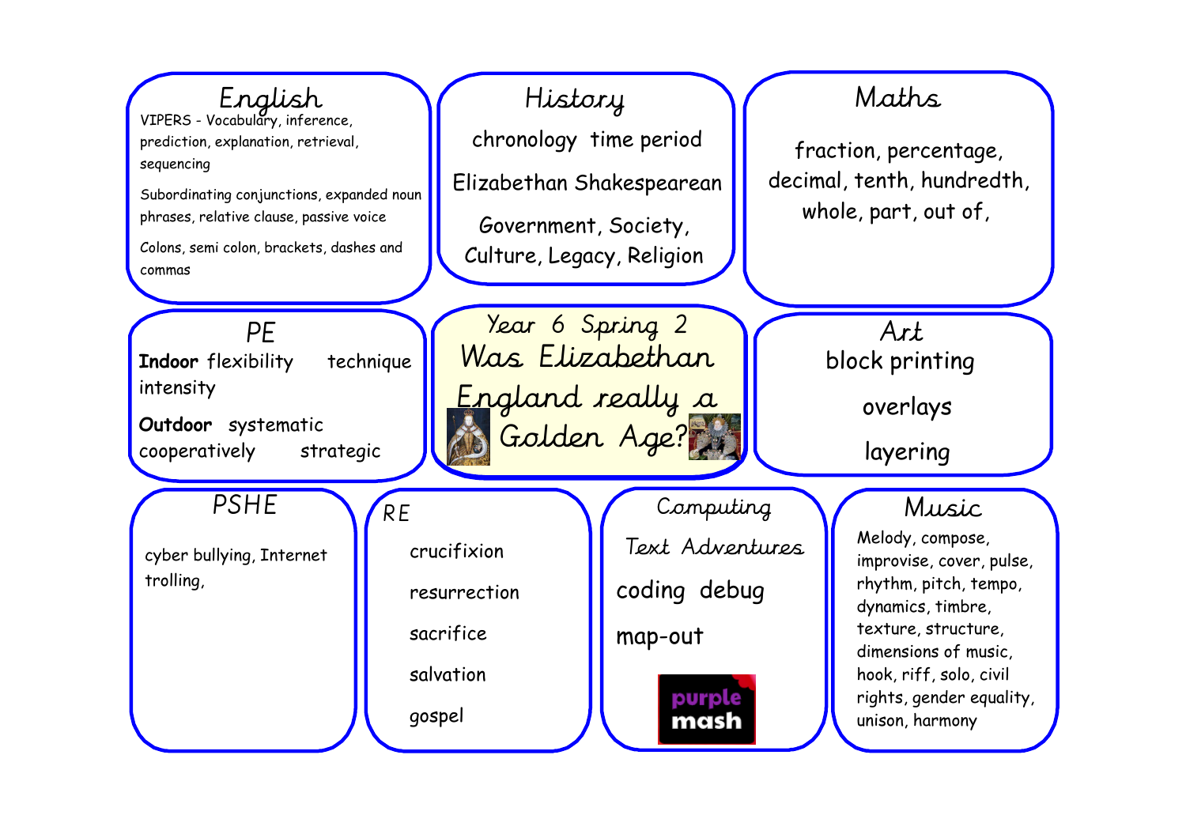# Year 6 Spring 2

# Was Elizabethan England really a Golden Age?

## English

VIPERS - Vocabulary, inference, prediction, explanation, retrieval, sequencing

Subordinating conjunctions, expanded noun phrases, relative clause, passive voice

Colons, semi colon, brackets, dashes and commas

## History

chronology time period

Elizabethan Shakespearean

Government, Society, Culture, Legacy, Religion

## Maths

fraction, percentage, decimal, tenth, hundredth, whole, part, out of,

## PE

**Indoor** flexibility technique intensity

**Outdoor** systematic cooperatively strategic

## Art

block printing

overlays

layering

## PSHE

cyber bullying, Internet trolling,

## RE

crucifixion

resurrection

sacrifice

salvation

gospel

## Computing

Text Adventures

coding debug

map-out

purple mash

## Music

Melody, compose, improvise, cover, pulse, rhythm, pitch, tempo, dynamics, timbre, texture, structure, dimensions of music, hook, riff, solo, civil rights, gender equality, unison, harmony